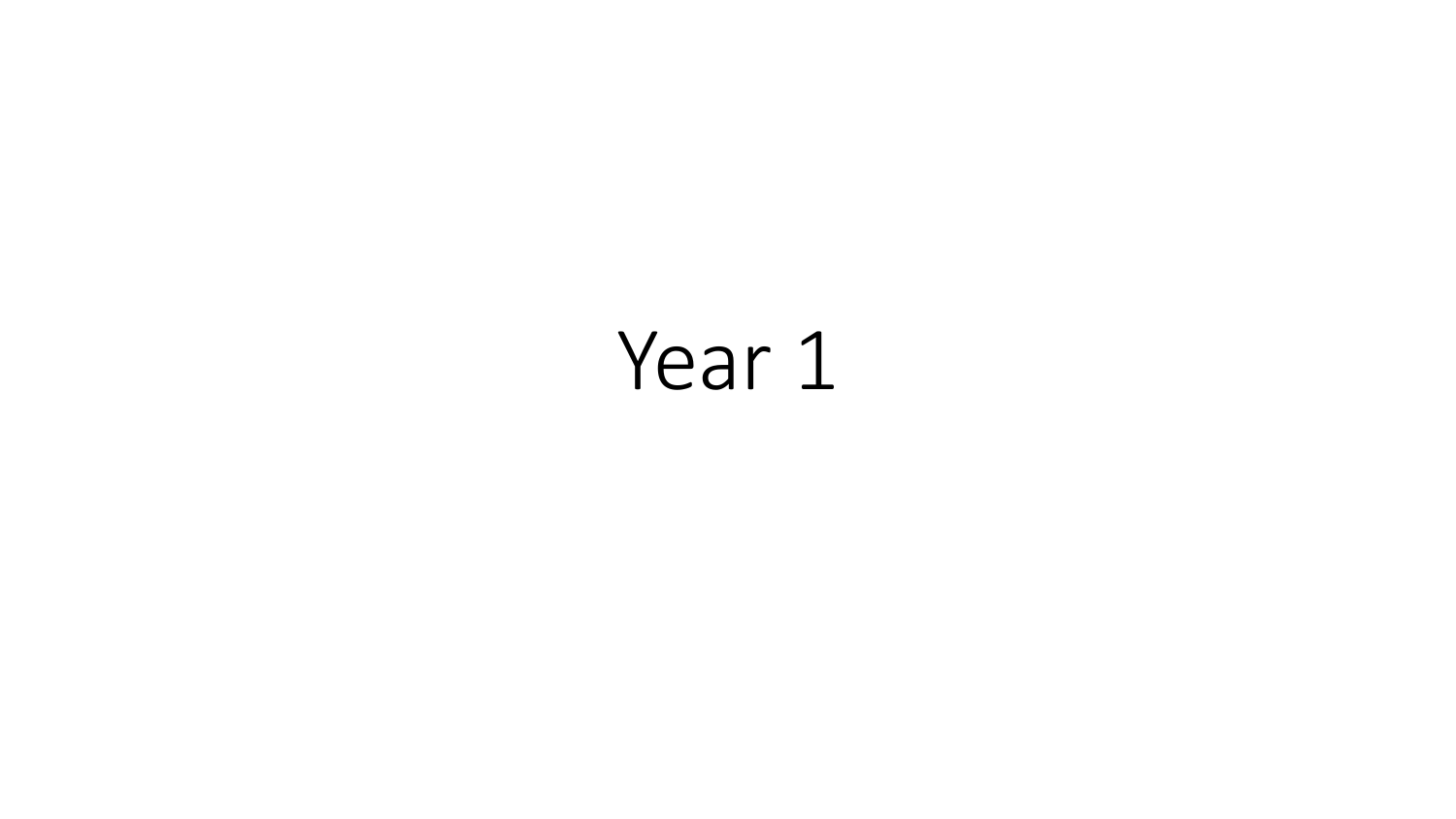# Year 1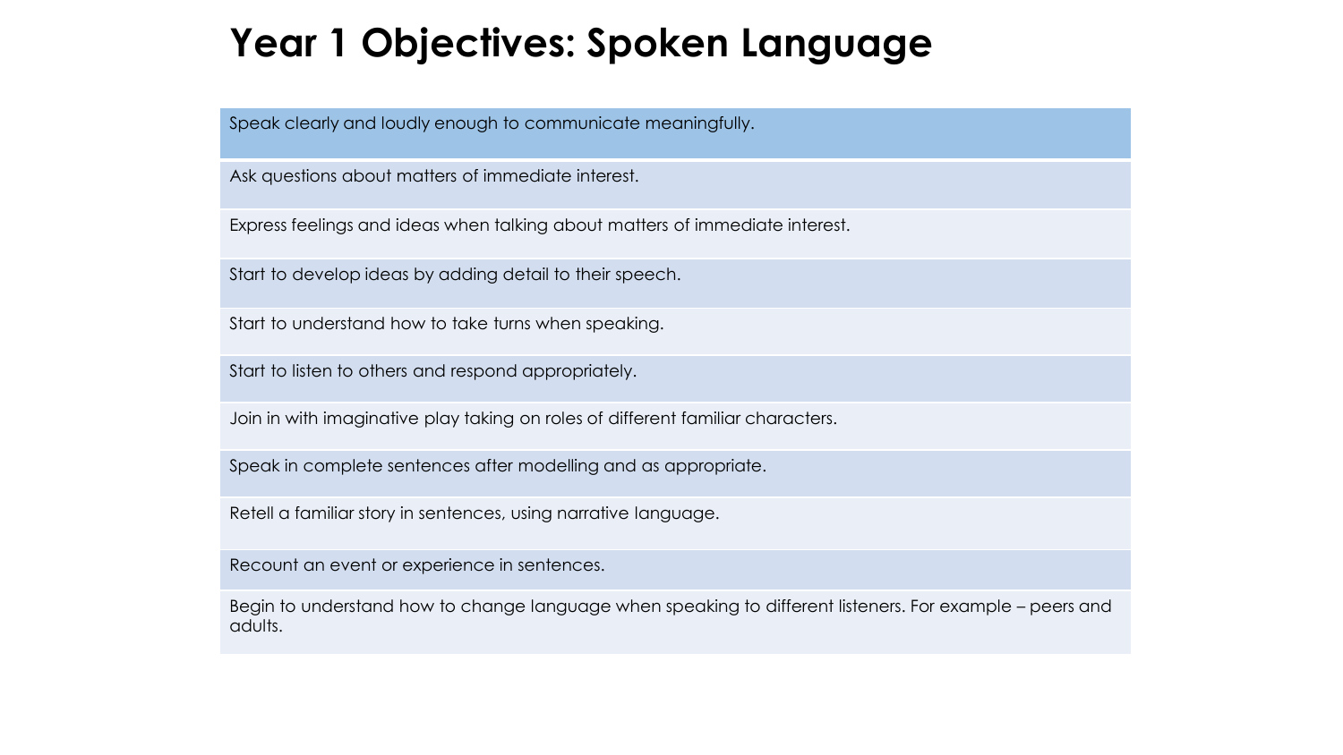# Year 1 Objectives: Spoken Language

| Speak clearly and loudly enough to communicate meaningfully. |
| --- |
| Ask questions about matters of immediate interest. |
| Express feelings and ideas when talking about matters of immediate interest. |
| Start to develop ideas by adding detail to their speech. |
| Start to understand how to take turns when speaking. |
| Start to listen to others and respond appropriately. |
| Join in with imaginative play taking on roles of different familiar characters. |
| Speak in complete sentences after modelling and as appropriate. |
| Retell a familiar story in sentences, using narrative language. |
| Recount an event or experience in sentences. |
| Begin to understand how to change language when speaking to different listeners. For example – peers and adults. |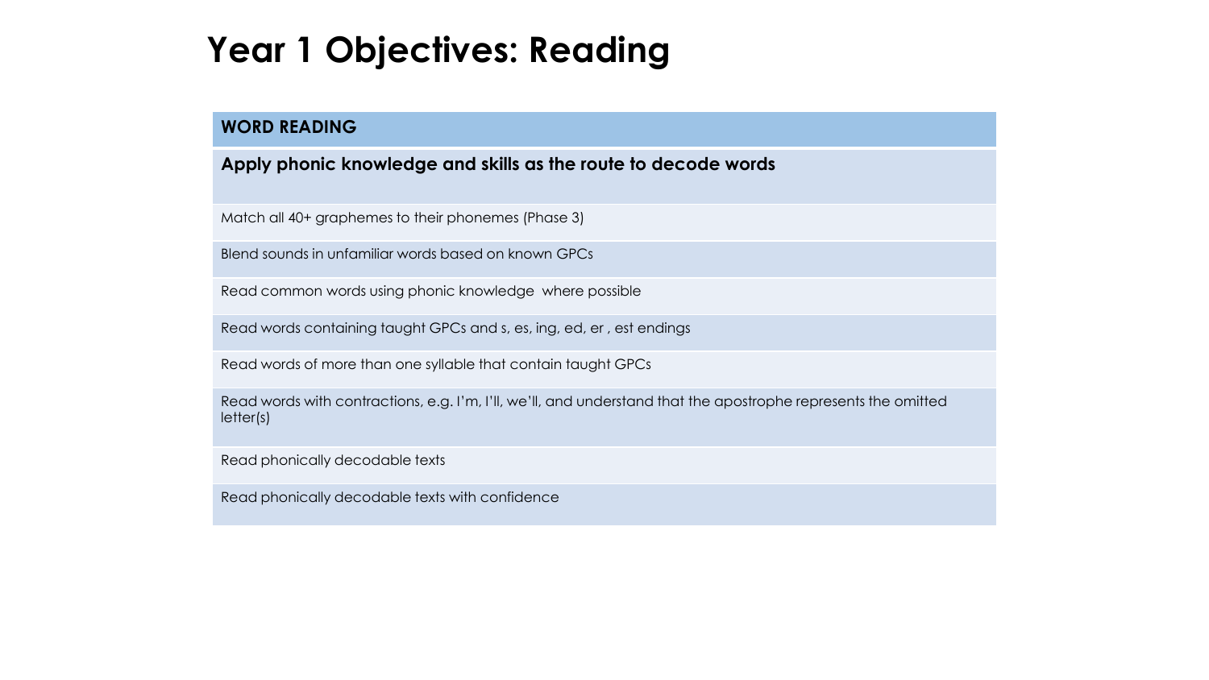# Year 1 Objectives: Reading

| WORD READING |
| --- |
| **Apply phonic knowledge and skills as the route to decode words** |
| Match all 40+ graphemes to their phonemes (Phase 3) |
| Blend sounds in unfamiliar words based on known GPCs |
| Read common words using phonic knowledge  where possible |
| Read words containing taught GPCs and s, es, ing, ed, er , est endings |
| Read words of more than one syllable that contain taught GPCs |
| Read words with contractions, e.g. I'm, I'll, we'll, and understand that the apostrophe represents the omitted letter(s) |
| Read phonically decodable texts |
| Read phonically decodable texts with confidence |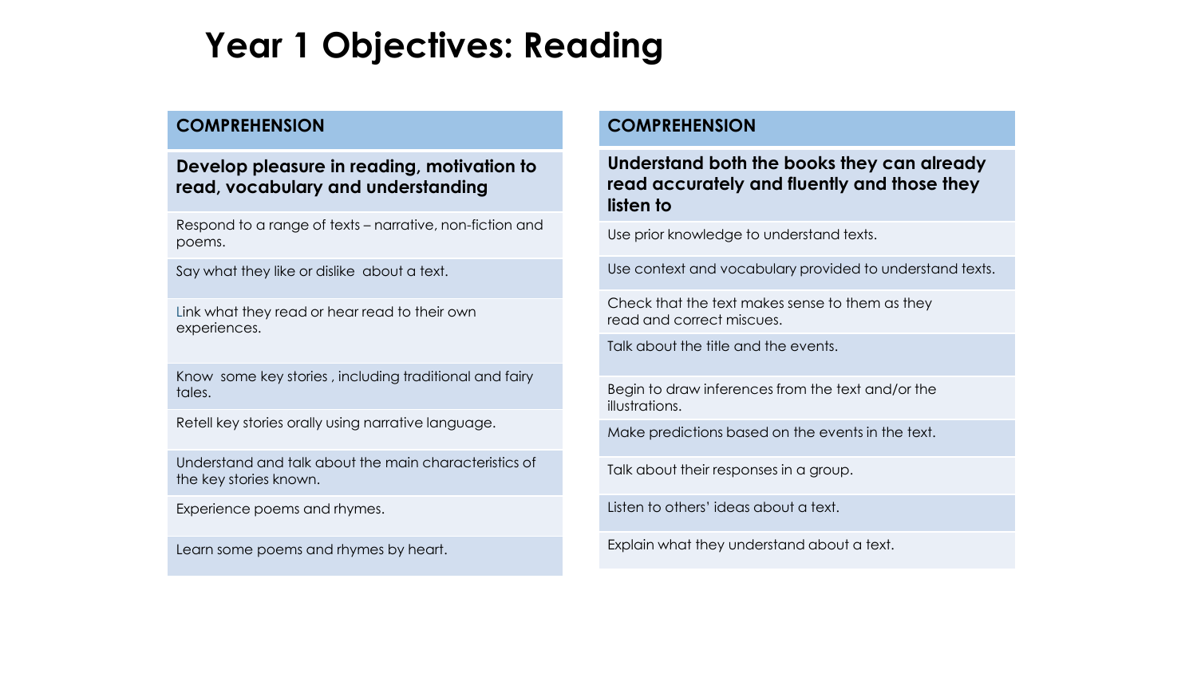# Year 1 Objectives: Reading

| COMPREHENSION |
|---|
| **Develop pleasure in reading, motivation to read, vocabulary and understanding** |
| Respond to a range of texts – narrative, non-fiction and poems. |
| Say what they like or dislike about a text. |
| Link what they read or hear read to their own experiences. |
| Know some key stories , including traditional and fairy tales. |
| Retell key stories orally using narrative language. |
| Understand and talk about the main characteristics of the key stories known. |
| Experience poems and rhymes. |
| Learn some poems and rhymes by heart. |

| COMPREHENSION |
|---|
| **Understand both the books they can already read accurately and fluently and those they listen to** |
| Use prior knowledge to understand texts. |
| Use context and vocabulary provided to understand texts. |
| Check that the text makes sense to them as they read and correct miscues. |
| Talk about the title and the events. |
| Begin to draw inferences from the text and/or the illustrations. |
| Make predictions based on the events in the text. |
| Talk about their responses in a group. |
| Listen to others' ideas about a text. |
| Explain what they understand about a text. |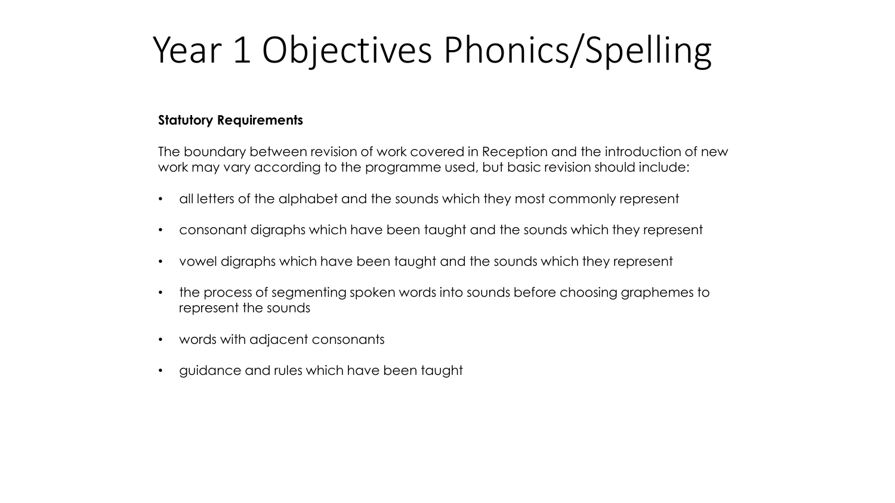# Year 1 Objectives Phonics/Spelling

**Statutory Requirements**

The boundary between revision of work covered in Reception and the introduction of new work may vary according to the programme used, but basic revision should include:

- all letters of the alphabet and the sounds which they most commonly represent
- consonant digraphs which have been taught and the sounds which they represent
- vowel digraphs which have been taught and the sounds which they represent
- the process of segmenting spoken words into sounds before choosing graphemes to represent the sounds
- words with adjacent consonants
- guidance and rules which have been taught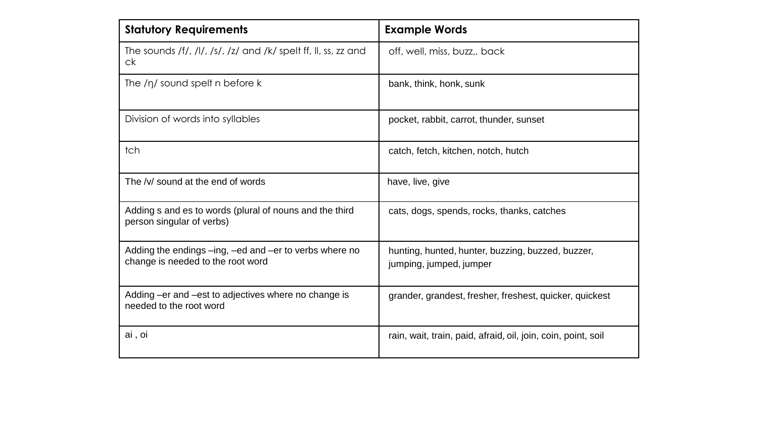| Statutory Requirements | Example Words |
| --- | --- |
| The sounds /f/, /l/, /s/, /z/ and /k/ spelt ff, ll, ss, zz and ck | off, well, miss, buzz,, back |
| The /ŋ/ sound spelt n before k | bank, think, honk, sunk |
| Division of words into syllables | pocket, rabbit, carrot, thunder, sunset |
| tch | catch, fetch, kitchen, notch, hutch |
| The /v/ sound at the end of words | have, live, give |
| Adding s and es to words (plural of nouns and the third person singular of verbs) | cats, dogs, spends, rocks, thanks, catches |
| Adding the endings –ing, –ed and –er to verbs where no change is needed to the root word | hunting, hunted, hunter, buzzing, buzzed, buzzer, jumping, jumped, jumper |
| Adding –er and –est to adjectives where no change is needed to the root word | grander, grandest, fresher, freshest, quicker, quickest |
| ai , oi | rain, wait, train, paid, afraid, oil, join, coin, point, soil |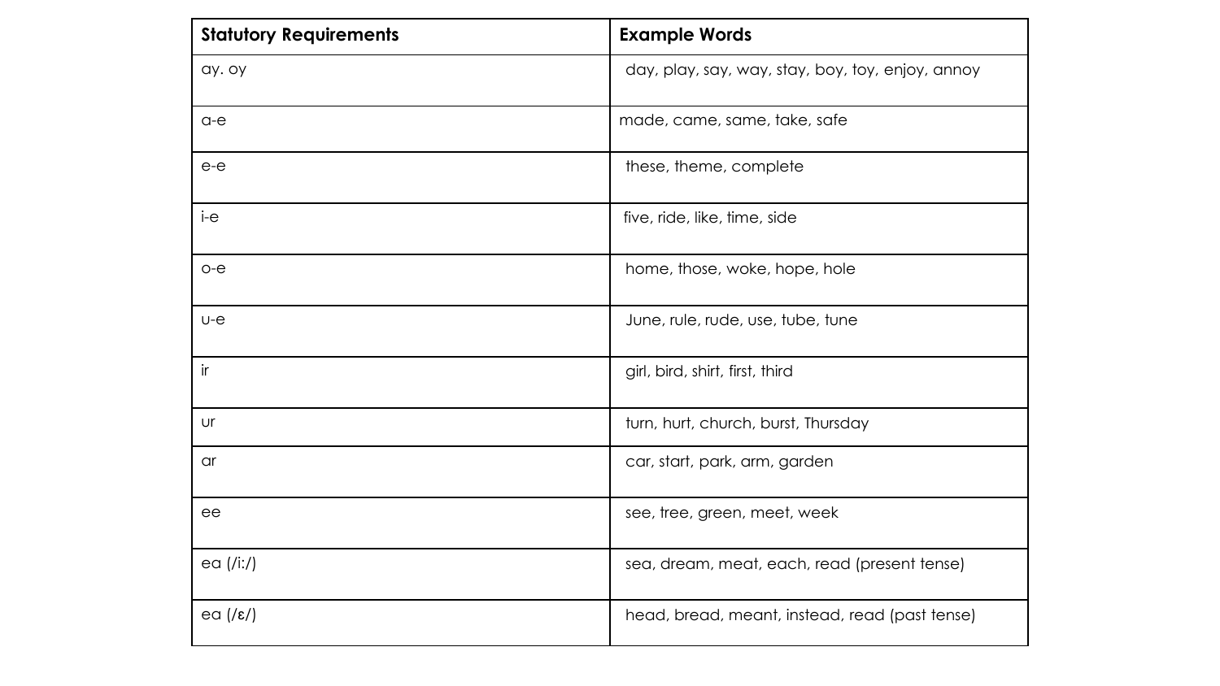| Statutory Requirements | Example Words |
|---|---|
| ay. oy | day, play, say, way, stay, boy, toy, enjoy, annoy |
| a-e | made, came, same, take, safe |
| e-e | these, theme, complete |
| i-e | five, ride, like, time, side |
| o-e | home, those, woke, hope, hole |
| u-e | June, rule, rude, use, tube, tune |
| ir | girl, bird, shirt, first, third |
| ur | turn, hurt, church, burst, Thursday |
| ar | car, start, park, arm, garden |
| ee | see, tree, green, meet, week |
| ea (/i:/) | sea, dream, meat, each, read (present tense) |
| ea (/ɛ/) | head, bread, meant, instead, read (past tense) |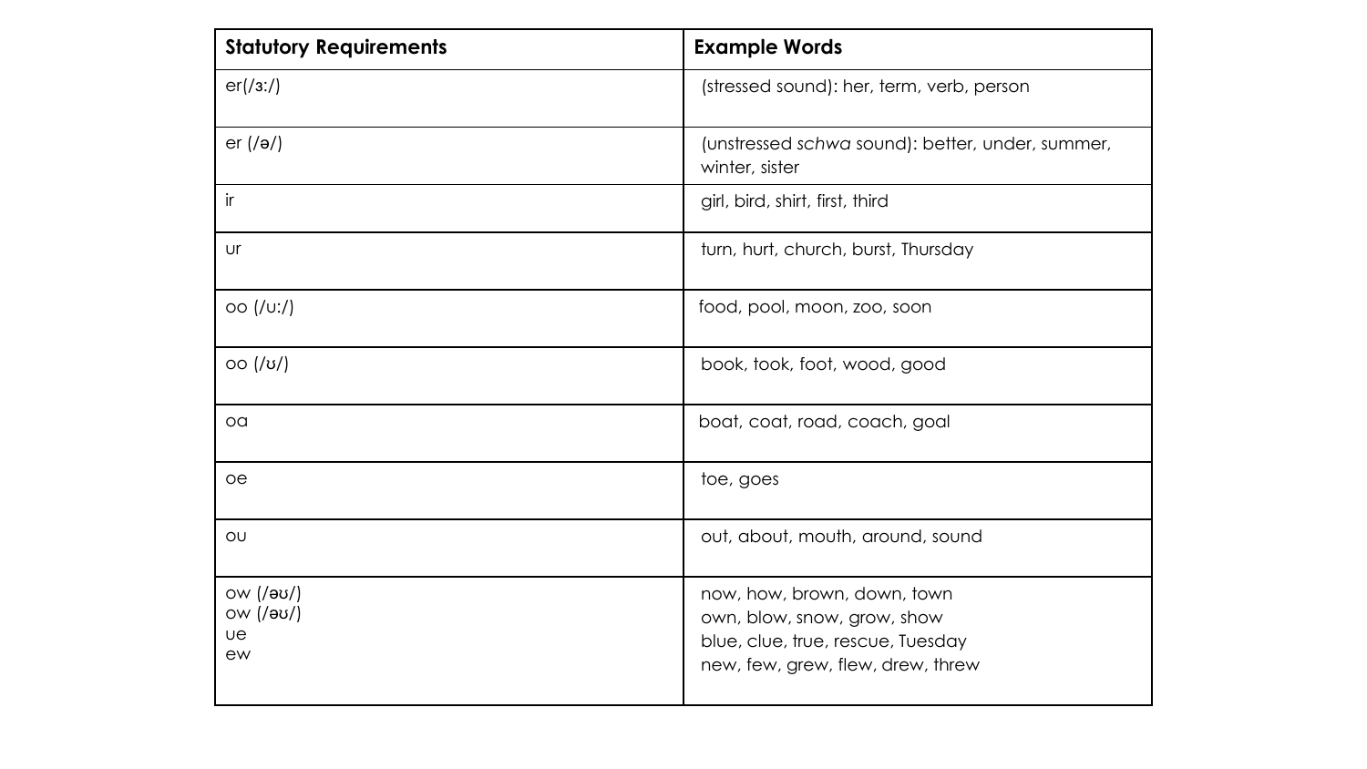| Statutory Requirements | Example Words |
| --- | --- |
| er(/ɜː/) | (stressed sound): her, term, verb, person |
| er (/ə/) | (unstressed *schwa* sound): better, under, summer, winter, sister |
| ir | girl, bird, shirt, first, third |
| ur | turn, hurt, church, burst, Thursday |
| oo (/uː/) | food, pool, moon, zoo, soon |
| oo (/ʊ/) | book, took, foot, wood, good |
| oa | boat, coat, road, coach, goal |
| oe | toe, goes |
| ou | out, about, mouth, around, sound |
| ow (/əʊ/)<br>ow (/əʊ/)<br>ue<br>ew | now, how, brown, down, town<br>own, blow, snow, grow, show<br>blue, clue, true, rescue, Tuesday<br>new, few, grew, flew, drew, threw |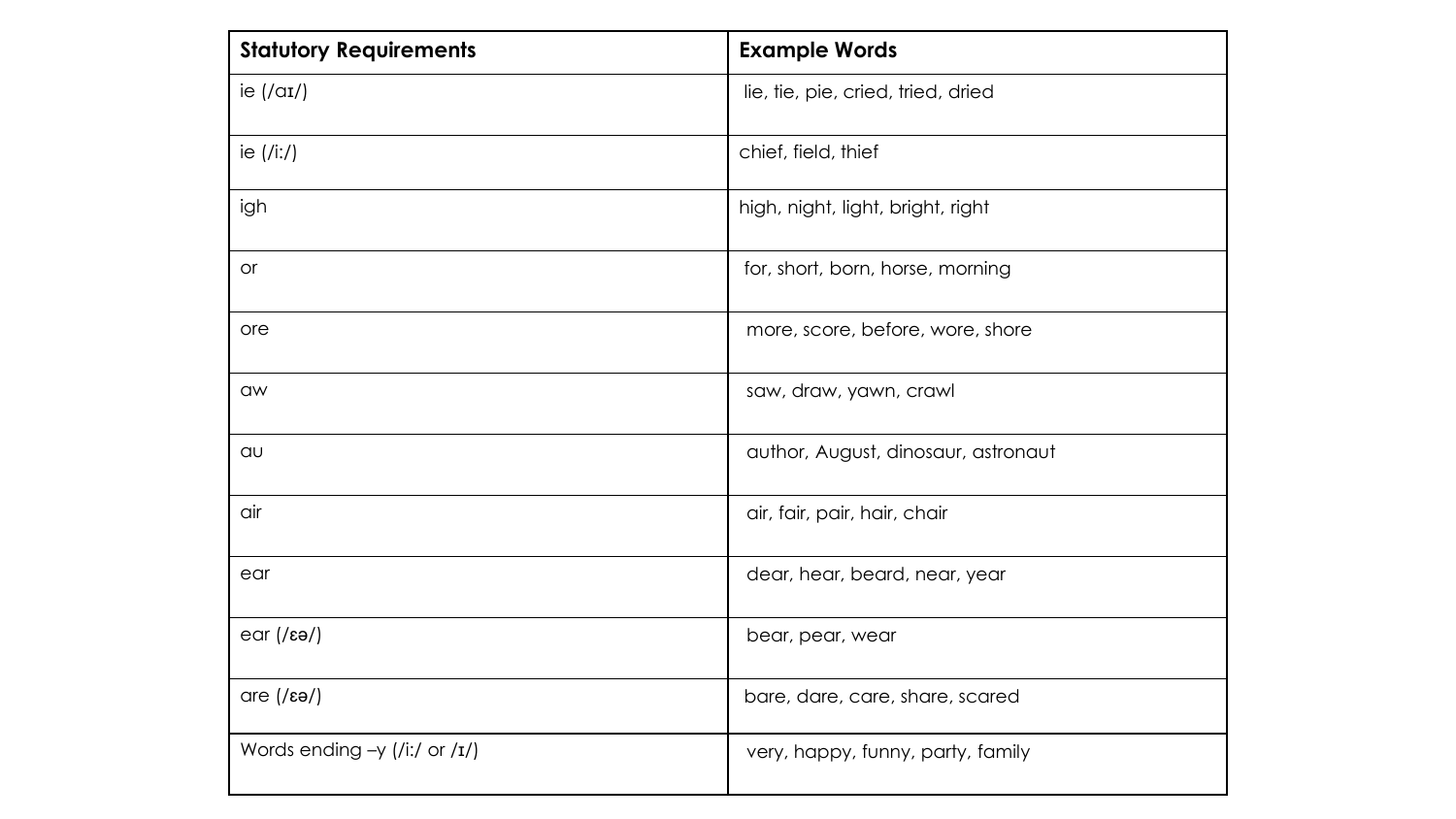| Statutory Requirements | Example Words |
|---|---|
| ie (/aɪ/) | lie, tie, pie, cried, tried, dried |
| ie (/i:/) | chief, field, thief |
| igh | high, night, light, bright, right |
| or | for, short, born, horse, morning |
| ore | more, score, before, wore, shore |
| aw | saw, draw, yawn, crawl |
| au | author, August, dinosaur, astronaut |
| air | air, fair, pair, hair, chair |
| ear | dear, hear, beard, near, year |
| ear (/ɛə/) | bear, pear, wear |
| are (/ɛə/) | bare, dare, care, share, scared |
| Words ending –y (/i:/ or /ɪ/) | very, happy, funny, party, family |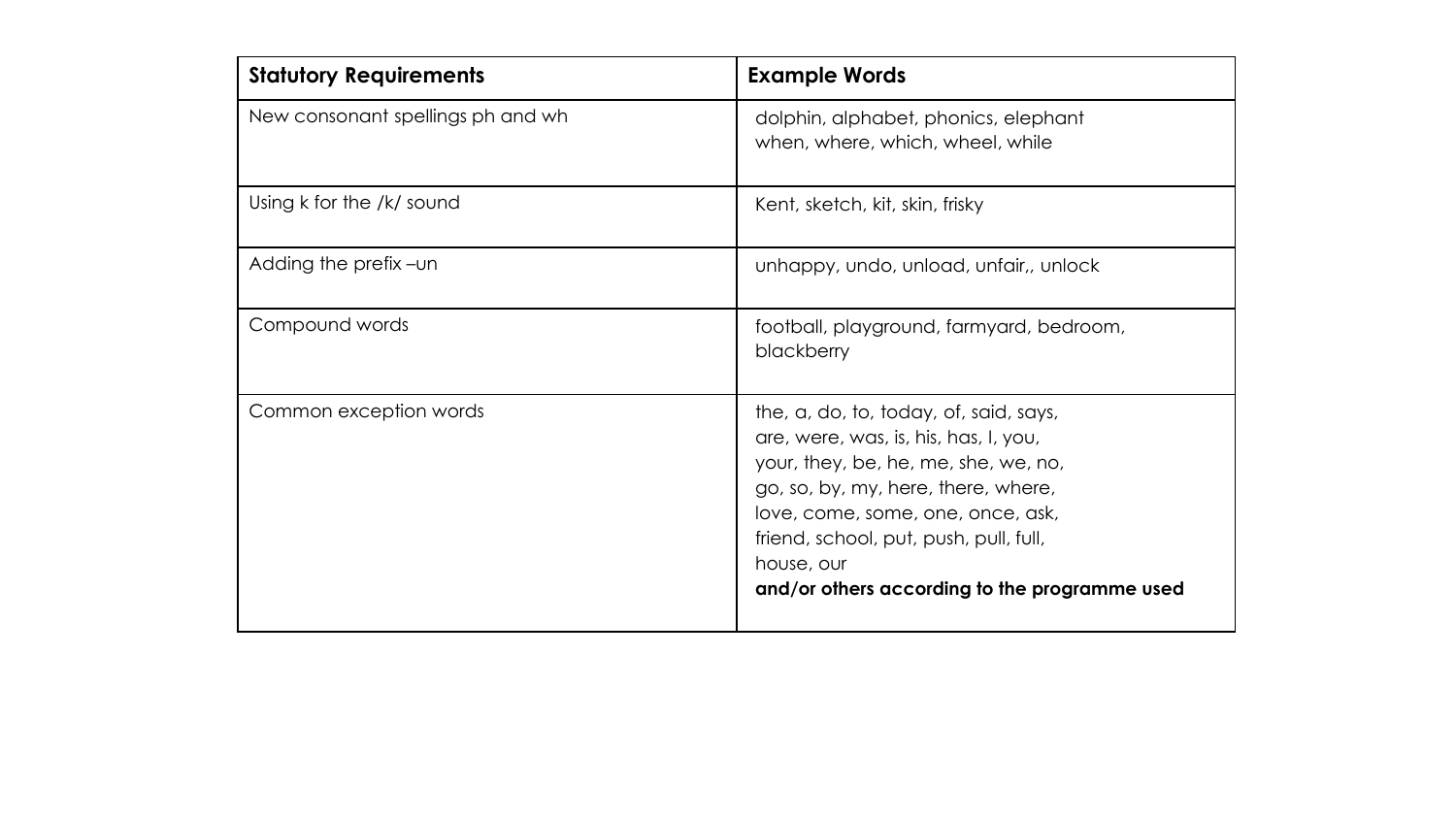| **Statutory Requirements** | **Example Words** |
| --- | --- |
| New consonant spellings ph and wh | dolphin, alphabet, phonics, elephant<br>when, where, which, wheel, while |
| Using k for the /k/ sound | Kent, sketch, kit, skin, frisky |
| Adding the prefix –un | unhappy, undo, unload, unfair,, unlock |
| Compound words | football, playground, farmyard, bedroom, blackberry |
| Common exception words | the, a, do, to, today, of, said, says,<br>are, were, was, is, his, has, I, you,<br>your, they, be, he, me, she, we, no,<br>go, so, by, my, here, there, where,<br>love, come, some, one, once, ask,<br>friend, school, put, push, pull, full,<br>house, our<br>**and/or others according to the programme used** |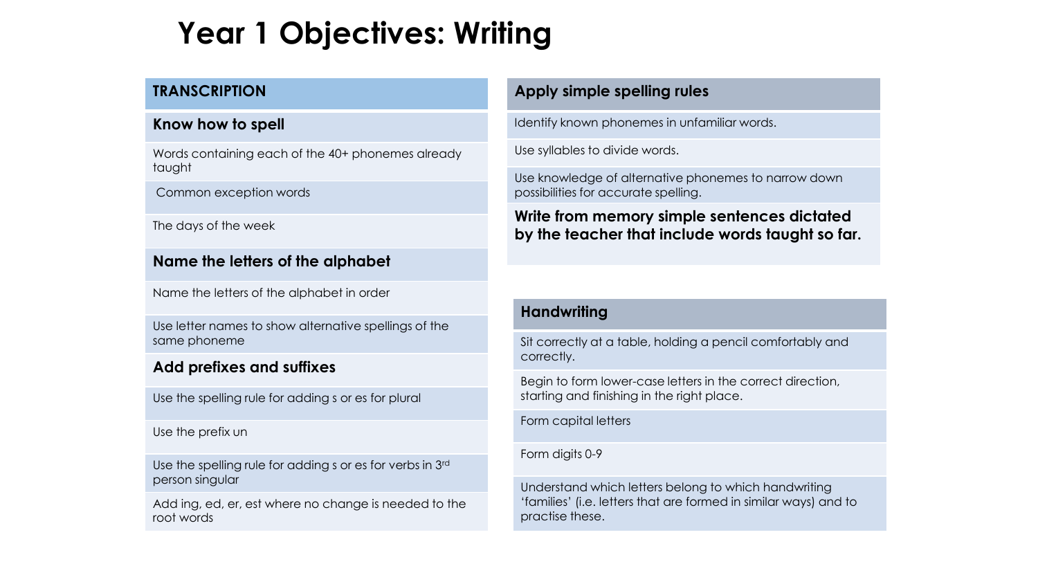# Year 1 Objectives: Writing

## TRANSCRIPTION

### Know how to spell

- Words containing each of the 40+ phonemes already taught
- Common exception words
- The days of the week

### Name the letters of the alphabet

- Name the letters of the alphabet in order
- Use letter names to show alternative spellings of the same phoneme

### Add prefixes and suffixes

- Use the spelling rule for adding s or es for plural
- Use the prefix un
- Use the spelling rule for adding s or es for verbs in 3rd person singular
- Add ing, ed, er, est where no change is needed to the root words

### Apply simple spelling rules

- Identify known phonemes in unfamiliar words.
- Use syllables to divide words.
- Use knowledge of alternative phonemes to narrow down possibilities for accurate spelling.

**Write from memory simple sentences dictated by the teacher that include words taught so far.**

### Handwriting

- Sit correctly at a table, holding a pencil comfortably and correctly.
- Begin to form lower-case letters in the correct direction, starting and finishing in the right place.
- Form capital letters
- Form digits 0-9
- Understand which letters belong to which handwriting 'families' (i.e. letters that are formed in similar ways) and to practise these.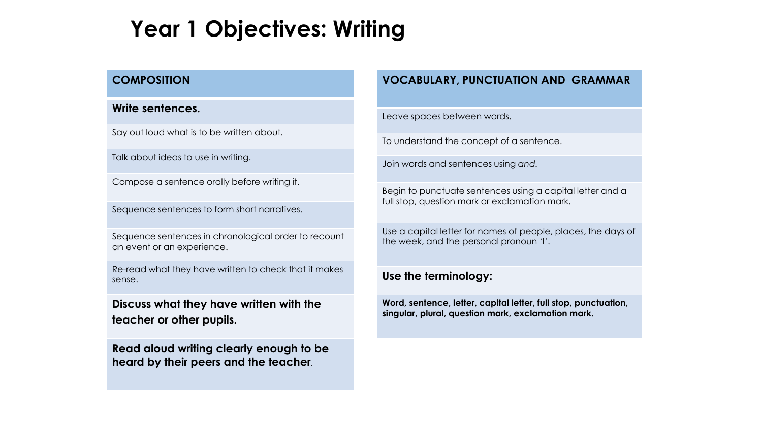# Year 1 Objectives: Writing

| COMPOSITION |
| --- |
| **Write sentences.** |
| Say out loud what is to be written about. |
| Talk about ideas to use in writing. |
| Compose a sentence orally before writing it. |
| Sequence sentences to form short narratives. |
| Sequence sentences in chronological order to recount an event or an experience. |
| Re-read what they have written to check that it makes sense. |
| **Discuss what they have written with the teacher or other pupils.** |
| **Read aloud writing clearly enough to be heard by their peers and the teacher**. |

| VOCABULARY, PUNCTUATION AND GRAMMAR |
| --- |
| Leave spaces between words. |
| To understand the concept of a sentence. |
| Join words and sentences using *and.* |
| Begin to punctuate sentences using a capital letter and a full stop, question mark or exclamation mark. |
| Use a capital letter for names of people, places, the days of the week, and the personal pronoun 'I'. |
| **Use the terminology:** |
| **Word, sentence, letter, capital letter, full stop, punctuation, singular, plural, question mark, exclamation mark.** |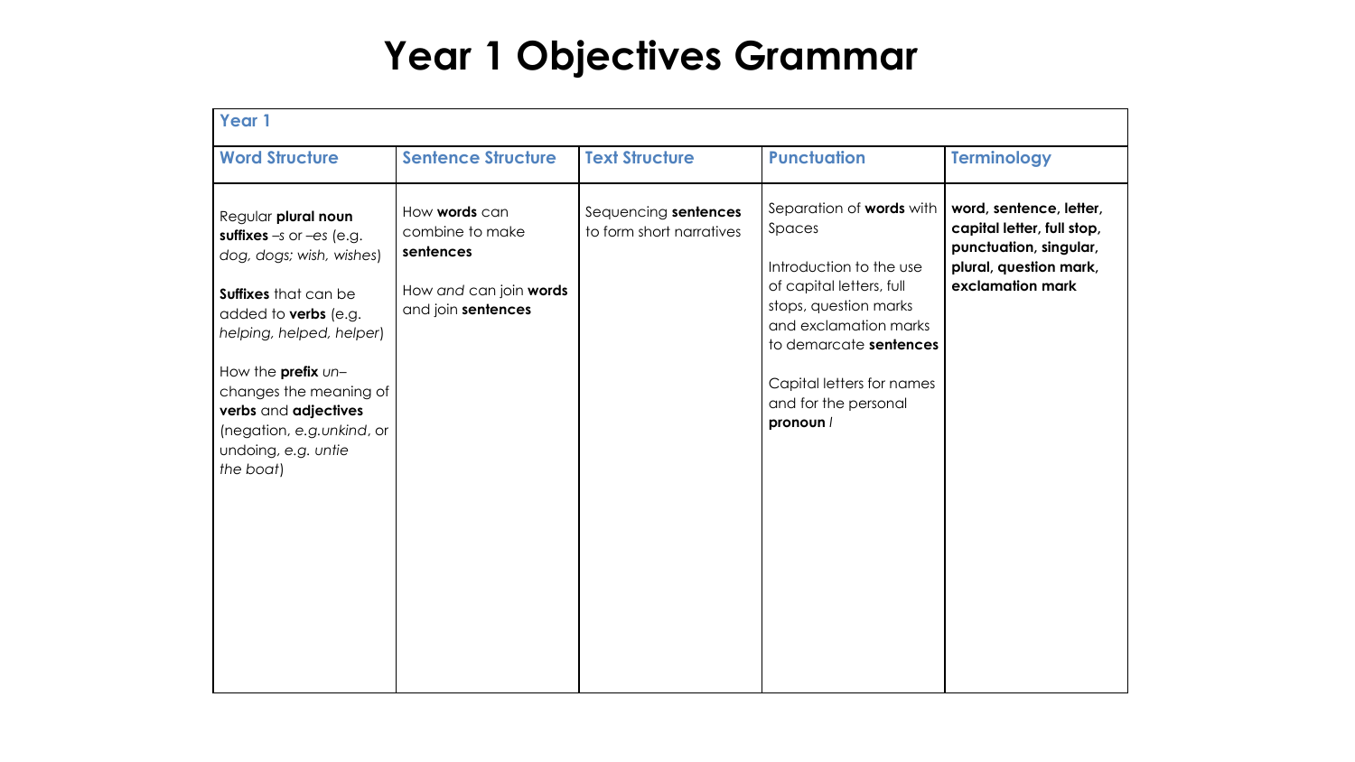# Year 1 Objectives Grammar

| Year 1 | | | | |
|---|---|---|---|---|
| **Word Structure** | **Sentence Structure** | **Text Structure** | **Punctuation** | **Terminology** |
| Regular **plural noun suffixes** –*s* or –*es* (e.g. *dog, dogs; wish, wishes*)<br><br>**Suffixes** that can be added to **verbs** (e.g. *helping, helped, helper*)<br><br>How the **prefix** *un*– changes the meaning of **verbs** and **adjectives** (negation, *e.g.unkind*, or undoing, *e.g. untie the boat*) | How **words** can combine to make **sentences**<br><br>How *and* can join **words** and join **sentences** | Sequencing **sentences** to form short narratives | Separation of **words** with Spaces<br><br>Introduction to the use of capital letters, full stops, question marks and exclamation marks to demarcate **sentences**<br><br>Capital letters for names and for the personal **pronoun** *I* | **word, sentence, letter, capital letter, full stop, punctuation, singular, plural, question mark, exclamation mark** |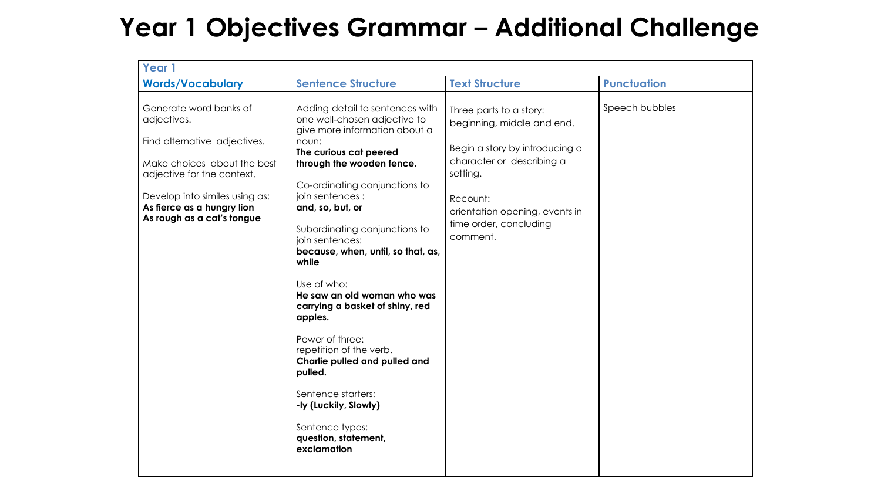# Year 1 Objectives Grammar – Additional Challenge

| Year 1 | | | |
|---|---|---|---|
| **Words/Vocabulary** | **Sentence Structure** | **Text Structure** | **Punctuation** |
| Generate word banks of adjectives.<br><br>Find alternative adjectives.<br><br>Make choices about the best adjective for the context.<br><br>Develop into similes using as:<br>**As fierce as a hungry lion**<br>**As rough as a cat's tongue** | Adding detail to sentences with one well-chosen adjective to give more information about a noun:<br>**The curious cat peered through the wooden fence.**<br><br>Co-ordinating conjunctions to join sentences :<br>**and, so, but, or**<br><br>Subordinating conjunctions to join sentences:<br>**because, when, until, so that, as, while**<br><br>Use of who:<br>**He saw an old woman who was carrying a basket of shiny, red apples.**<br><br>Power of three:<br>repetition of the verb.<br>**Charlie pulled and pulled and pulled.**<br><br>Sentence starters:<br>**-ly (Luckily, Slowly)**<br><br>Sentence types:<br>**question, statement, exclamation** | Three parts to a story: beginning, middle and end.<br><br>Begin a story by introducing a character or describing a setting.<br><br>Recount:<br>orientation opening, events in time order, concluding comment. | Speech bubbles |